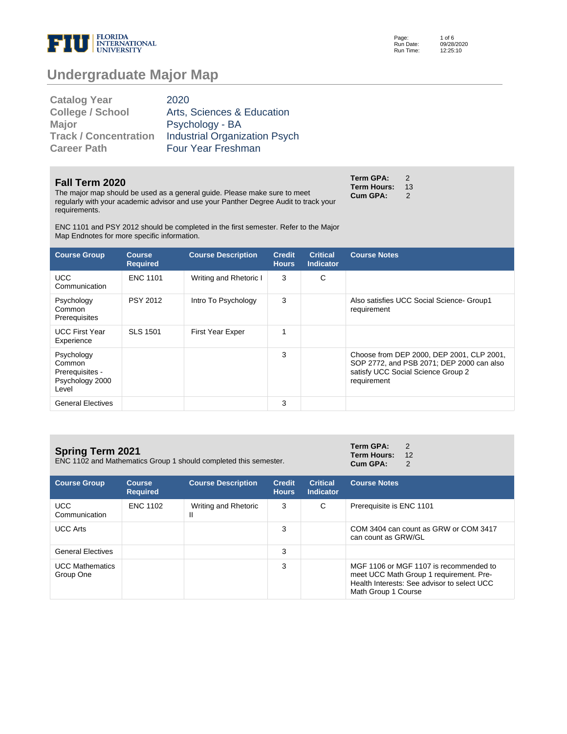# Undergraduate Major Map

| | |
|---|---|
| **Catalog Year** | 2020 |
| **College / School** | Arts, Sciences & Education |
| **Major** | Psychology - BA |
| **Track / Concentration** | Industrial Organization Psych |
| **Career Path** | Four Year Freshman |

## Fall Term 2020

**Term GPA:** 2
**Term Hours:** 13
**Cum GPA:** 2

The major map should be used as a general guide. Please make sure to meet regularly with your academic advisor and use your Panther Degree Audit to track your requirements.

ENC 1101 and PSY 2012 should be completed in the first semester. Refer to the Major Map Endnotes for more specific information.

| Course Group | Course Required | Course Description | Credit Hours | Critical Indicator | Course Notes |
|---|---|---|---|---|---|
| UCC Communication | ENC 1101 | Writing and Rhetoric I | 3 | C | |
| Psychology Common Prerequisites | PSY 2012 | Intro To Psychology | 3 | | Also satisfies UCC Social Science- Group1 requirement |
| UCC First Year Experience | SLS 1501 | First Year Exper | 1 | | |
| Psychology Common Prerequisites - Psychology 2000 Level | | | 3 | | Choose from DEP 2000, DEP 2001, CLP 2001, SOP 2772, and PSB 2071; DEP 2000 can also satisfy UCC Social Science Group 2 requirement |
| General Electives | | | 3 | | |

## Spring Term 2021

**Term GPA:** 2
**Term Hours:** 12
**Cum GPA:** 2

ENC 1102 and Mathematics Group 1 should completed this semester.

| Course Group | Course Required | Course Description | Credit Hours | Critical Indicator | Course Notes |
|---|---|---|---|---|---|
| UCC Communication | ENC 1102 | Writing and Rhetoric II | 3 | C | Prerequisite is ENC 1101 |
| UCC Arts | | | 3 | | COM 3404 can count as GRW or COM 3417 can count as GRW/GL |
| General Electives | | | 3 | | |
| UCC Mathematics Group One | | | 3 | | MGF 1106 or MGF 1107 is recommended to meet UCC Math Group 1 requirement. Pre-Health Interests: See advisor to select UCC Math Group 1 Course |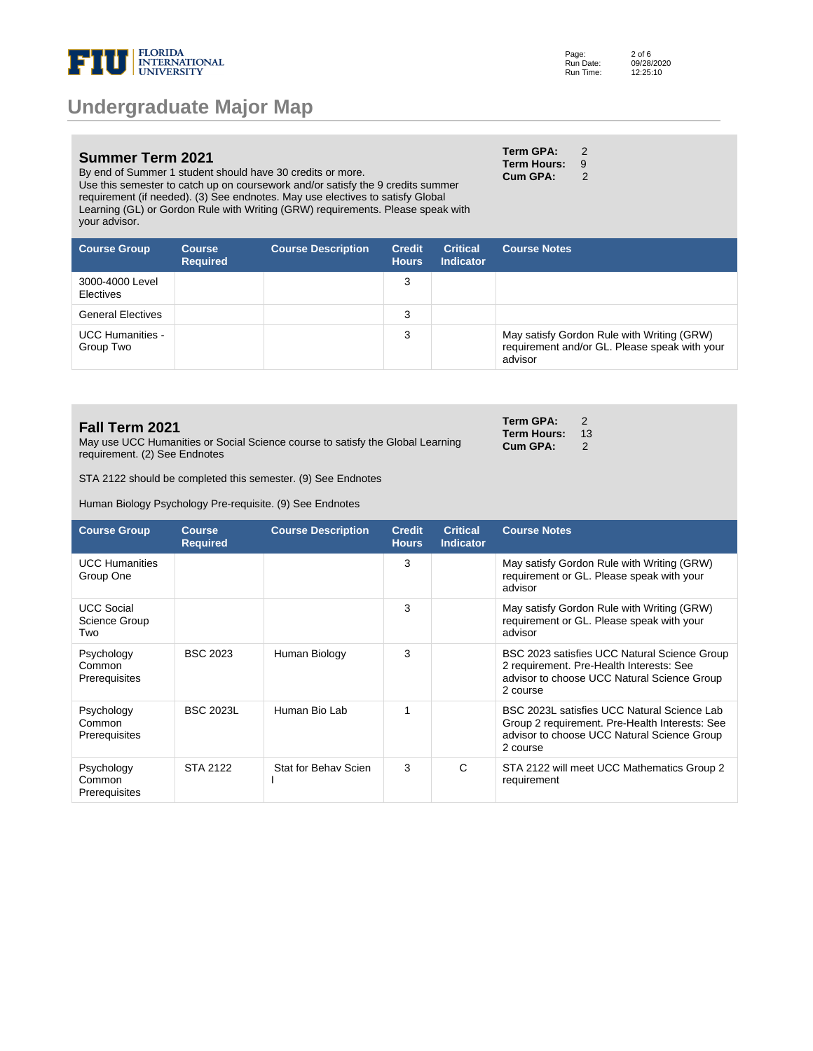# Undergraduate Major Map

## Summer Term 2021

By end of Summer 1 student should have 30 credits or more.
Use this semester to catch up on coursework and/or satisfy the 9 credits summer requirement (if needed). (3) See endnotes. May use electives to satisfy Global Learning (GL) or Gordon Rule with Writing (GRW) requirements. Please speak with your advisor.

**Term GPA:** 2
**Term Hours:** 9
**Cum GPA:** 2

| Course Group | Course Required | Course Description | Credit Hours | Critical Indicator | Course Notes |
|---|---|---|---|---|---|
| 3000-4000 Level Electives | | | 3 | | |
| General Electives | | | 3 | | |
| UCC Humanities - Group Two | | | 3 | | May satisfy Gordon Rule with Writing (GRW) requirement and/or GL. Please speak with your advisor |

## Fall Term 2021

May use UCC Humanities or Social Science course to satisfy the Global Learning requirement. (2) See Endnotes

STA 2122 should be completed this semester. (9) See Endnotes

Human Biology Psychology Pre-requisite. (9) See Endnotes

**Term GPA:** 2
**Term Hours:** 13
**Cum GPA:** 2

| Course Group | Course Required | Course Description | Credit Hours | Critical Indicator | Course Notes |
|---|---|---|---|---|---|
| UCC Humanities Group One | | | 3 | | May satisfy Gordon Rule with Writing (GRW) requirement or GL. Please speak with your advisor |
| UCC Social Science Group Two | | | 3 | | May satisfy Gordon Rule with Writing (GRW) requirement or GL. Please speak with your advisor |
| Psychology Common Prerequisites | BSC 2023 | Human Biology | 3 | | BSC 2023 satisfies UCC Natural Science Group 2 requirement. Pre-Health Interests: See advisor to choose UCC Natural Science Group 2 course |
| Psychology Common Prerequisites | BSC 2023L | Human Bio Lab | 1 | | BSC 2023L satisfies UCC Natural Science Lab Group 2 requirement. Pre-Health Interests: See advisor to choose UCC Natural Science Group 2 course |
| Psychology Common Prerequisites | STA 2122 | Stat for Behav Scien I | 3 | C | STA 2122 will meet UCC Mathematics Group 2 requirement |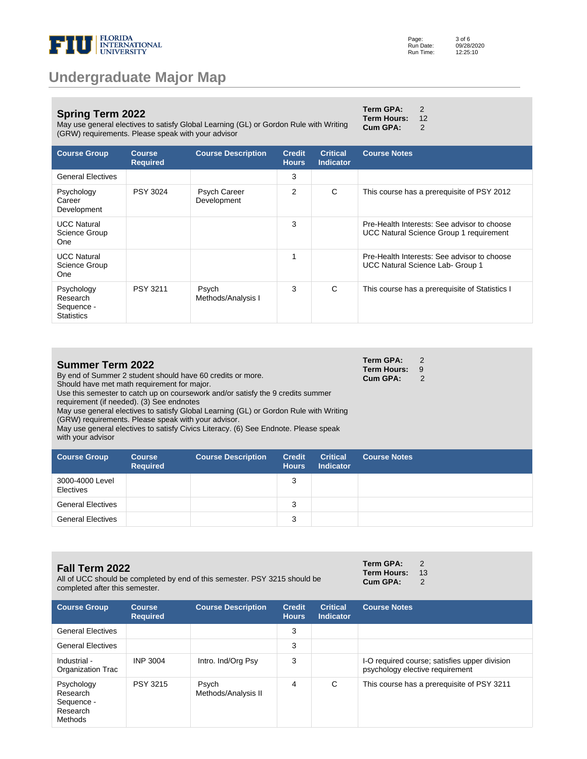# Undergraduate Major Map

## Spring Term 2022

May use general electives to satisfy Global Learning (GL) or Gordon Rule with Writing (GRW) requirements. Please speak with your advisor

**Term GPA:** 2
**Term Hours:** 12
**Cum GPA:** 2

| Course Group | Course Required | Course Description | Credit Hours | Critical Indicator | Course Notes |
|---|---|---|---|---|---|
| General Electives | | | 3 | | |
| Psychology Career Development | PSY 3024 | Psych Career Development | 2 | C | This course has a prerequisite of PSY 2012 |
| UCC Natural Science Group One | | | 3 | | Pre-Health Interests: See advisor to choose UCC Natural Science Group 1 requirement |
| UCC Natural Science Group One | | | 1 | | Pre-Health Interests: See advisor to choose UCC Natural Science Lab- Group 1 |
| Psychology Research Sequence - Statistics | PSY 3211 | Psych Methods/Analysis I | 3 | C | This course has a prerequisite of Statistics I |

## Summer Term 2022

By end of Summer 2 student should have 60 credits or more.
Should have met math requirement for major.
Use this semester to catch up on coursework and/or satisfy the 9 credits summer requirement (if needed). (3) See endnotes
May use general electives to satisfy Global Learning (GL) or Gordon Rule with Writing (GRW) requirements. Please speak with your advisor.
May use general electives to satisfy Civics Literacy. (6) See Endnote. Please speak with your advisor

**Term GPA:** 2
**Term Hours:** 9
**Cum GPA:** 2

| Course Group | Course Required | Course Description | Credit Hours | Critical Indicator | Course Notes |
|---|---|---|---|---|---|
| 3000-4000 Level Electives | | | 3 | | |
| General Electives | | | 3 | | |
| General Electives | | | 3 | | |

## Fall Term 2022

All of UCC should be completed by end of this semester. PSY 3215 should be completed after this semester.

**Term GPA:** 2
**Term Hours:** 13
**Cum GPA:** 2

| Course Group | Course Required | Course Description | Credit Hours | Critical Indicator | Course Notes |
|---|---|---|---|---|---|
| General Electives | | | 3 | | |
| General Electives | | | 3 | | |
| Industrial - Organization Trac | INP 3004 | Intro. Ind/Org Psy | 3 | | I-O required course; satisfies upper division psychology elective requirement |
| Psychology Research Sequence - Research Methods | PSY 3215 | Psych Methods/Analysis II | 4 | C | This course has a prerequisite of PSY 3211 |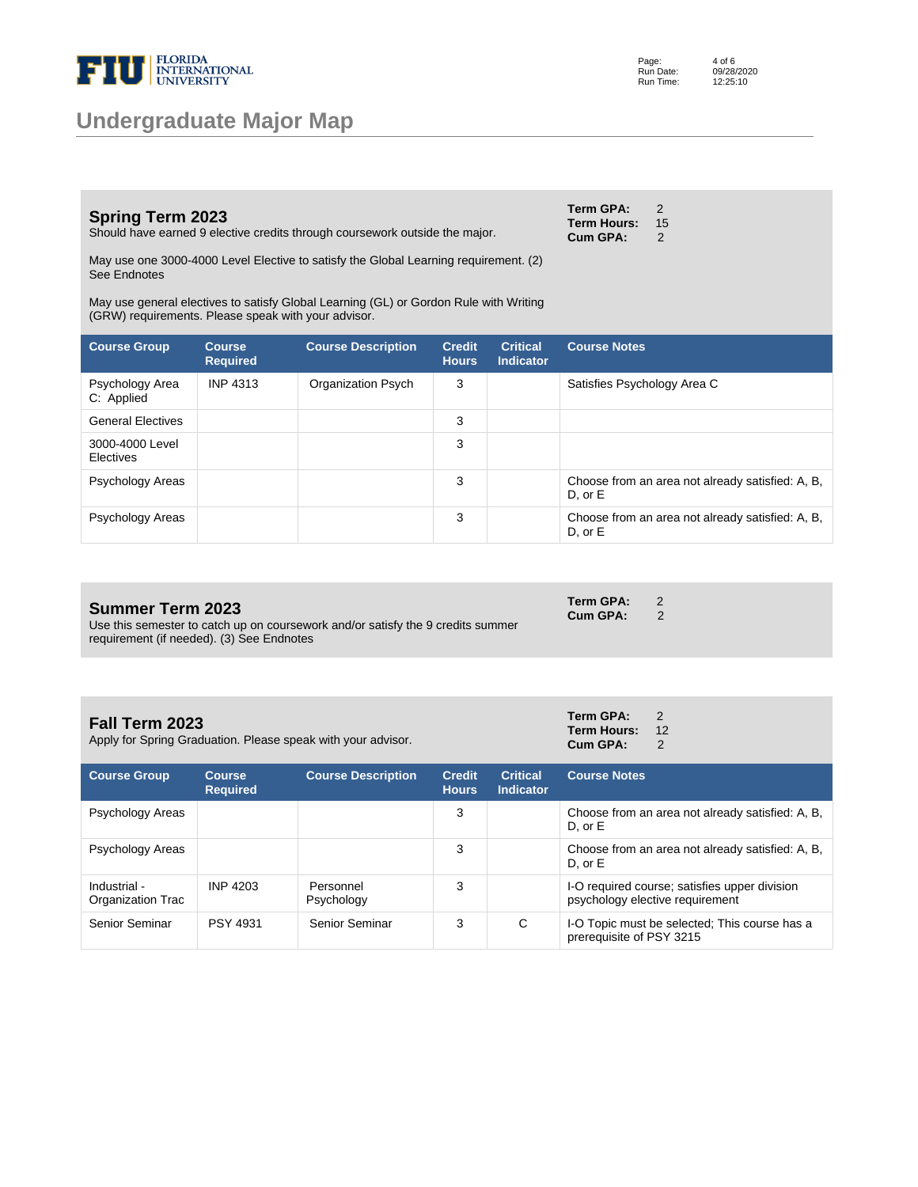# Undergraduate Major Map

## Spring Term 2023

Should have earned 9 elective credits through coursework outside the major.

**Term GPA:** 2
**Term Hours:** 15
**Cum GPA:** 2

May use one 3000-4000 Level Elective to satisfy the Global Learning requirement. (2) See Endnotes

May use general electives to satisfy Global Learning (GL) or Gordon Rule with Writing (GRW) requirements. Please speak with your advisor.

| Course Group | Course Required | Course Description | Credit Hours | Critical Indicator | Course Notes |
|---|---|---|---|---|---|
| Psychology Area C: Applied | INP 4313 | Organization Psych | 3 | | Satisfies Psychology Area C |
| General Electives | | | 3 | | |
| 3000-4000 Level Electives | | | 3 | | |
| Psychology Areas | | | 3 | | Choose from an area not already satisfied: A, B, D, or E |
| Psychology Areas | | | 3 | | Choose from an area not already satisfied: A, B, D, or E |

## Summer Term 2023

Use this semester to catch up on coursework and/or satisfy the 9 credits summer requirement (if needed). (3) See Endnotes

**Term GPA:** 2
**Cum GPA:** 2

## Fall Term 2023

Apply for Spring Graduation. Please speak with your advisor.

**Term GPA:** 2
**Term Hours:** 12
**Cum GPA:** 2

| Course Group | Course Required | Course Description | Credit Hours | Critical Indicator | Course Notes |
|---|---|---|---|---|---|
| Psychology Areas | | | 3 | | Choose from an area not already satisfied: A, B, D, or E |
| Psychology Areas | | | 3 | | Choose from an area not already satisfied: A, B, D, or E |
| Industrial - Organization Trac | INP 4203 | Personnel Psychology | 3 | | I-O required course; satisfies upper division psychology elective requirement |
| Senior Seminar | PSY 4931 | Senior Seminar | 3 | C | I-O Topic must be selected; This course has a prerequisite of PSY 3215 |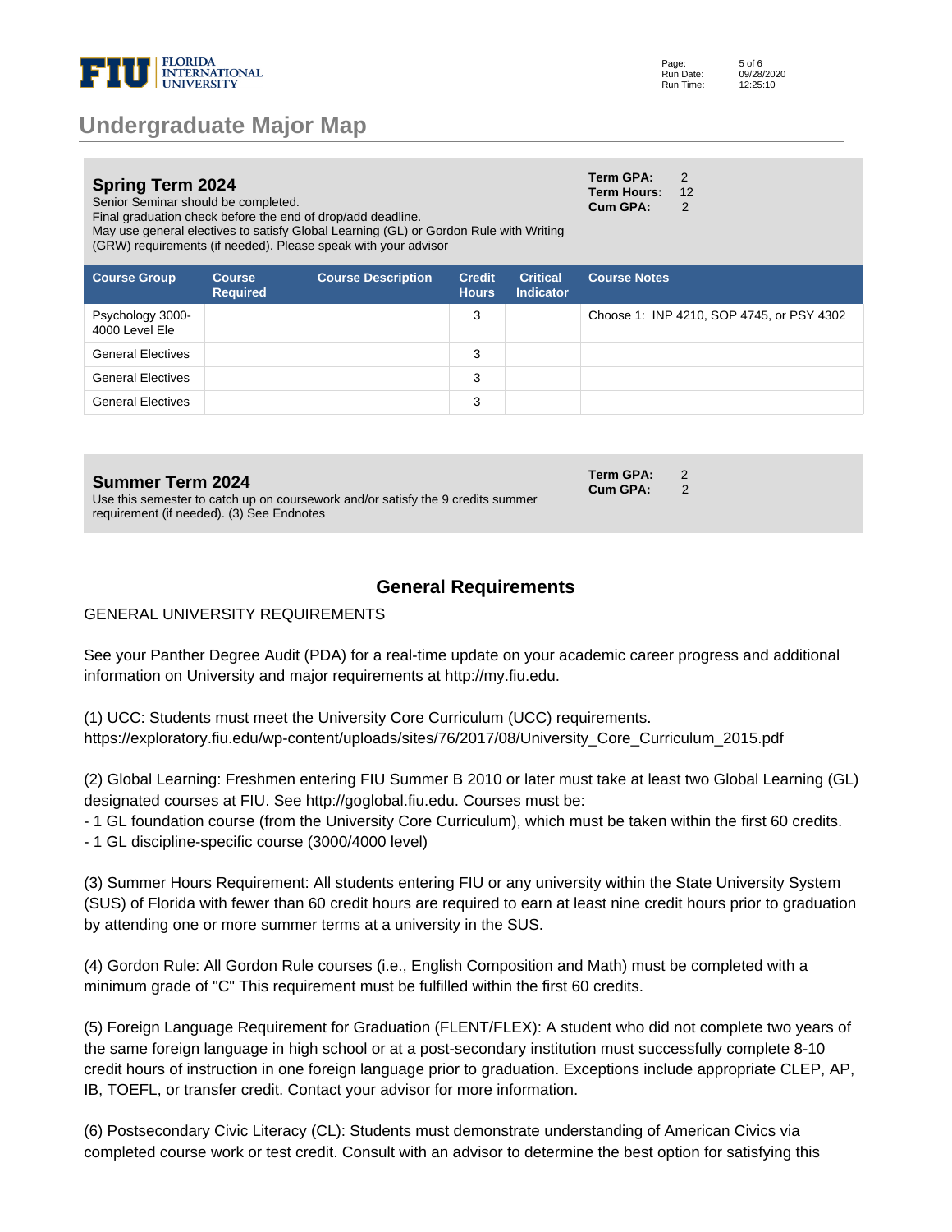## Spring Term 2024

Senior Seminar should be completed.
Final graduation check before the end of drop/add deadline.
May use general electives to satisfy Global Learning (GL) or Gordon Rule with Writing (GRW) requirements (if needed). Please speak with your advisor

**Term GPA:** 2
**Term Hours:** 12
**Cum GPA:** 2

| Course Group | Course Required | Course Description | Credit Hours | Critical Indicator | Course Notes |
|---|---|---|---|---|---|
| Psychology 3000-4000 Level Ele | | | 3 | | Choose 1: INP 4210, SOP 4745, or PSY 4302 |
| General Electives | | | 3 | | |
| General Electives | | | 3 | | |
| General Electives | | | 3 | | |

## Summer Term 2024

Use this semester to catch up on coursework and/or satisfy the 9 credits summer requirement (if needed). (3) See Endnotes

**Term GPA:** 2
**Cum GPA:** 2

## General Requirements

GENERAL UNIVERSITY REQUIREMENTS

See your Panther Degree Audit (PDA) for a real-time update on your academic career progress and additional information on University and major requirements at http://my.fiu.edu.

(1) UCC: Students must meet the University Core Curriculum (UCC) requirements.
https://exploratory.fiu.edu/wp-content/uploads/sites/76/2017/08/University_Core_Curriculum_2015.pdf

(2) Global Learning: Freshmen entering FIU Summer B 2010 or later must take at least two Global Learning (GL) designated courses at FIU. See http://goglobal.fiu.edu. Courses must be:
- 1 GL foundation course (from the University Core Curriculum), which must be taken within the first 60 credits.
- 1 GL discipline-specific course (3000/4000 level)

(3) Summer Hours Requirement: All students entering FIU or any university within the State University System (SUS) of Florida with fewer than 60 credit hours are required to earn at least nine credit hours prior to graduation by attending one or more summer terms at a university in the SUS.

(4) Gordon Rule: All Gordon Rule courses (i.e., English Composition and Math) must be completed with a minimum grade of "C" This requirement must be fulfilled within the first 60 credits.

(5) Foreign Language Requirement for Graduation (FLENT/FLEX): A student who did not complete two years of the same foreign language in high school or at a post-secondary institution must successfully complete 8-10 credit hours of instruction in one foreign language prior to graduation. Exceptions include appropriate CLEP, AP, IB, TOEFL, or transfer credit. Contact your advisor for more information.

(6) Postsecondary Civic Literacy (CL): Students must demonstrate understanding of American Civics via completed course work or test credit. Consult with an advisor to determine the best option for satisfying this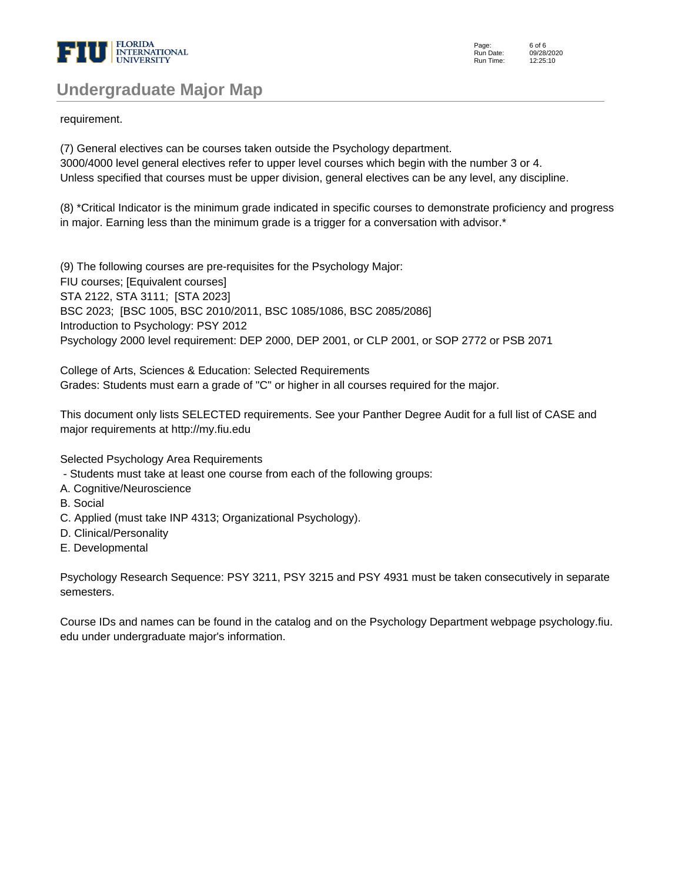requirement.

(7) General electives can be courses taken outside the Psychology department.
3000/4000 level general electives refer to upper level courses which begin with the number 3 or 4.
Unless specified that courses must be upper division, general electives can be any level, any discipline.

(8) *Critical Indicator is the minimum grade indicated in specific courses to demonstrate proficiency and progress in major. Earning less than the minimum grade is a trigger for a conversation with advisor.*

(9) The following courses are pre-requisites for the Psychology Major:
FIU courses; [Equivalent courses]
STA 2122, STA 3111;  [STA 2023]
BSC 2023;  [BSC 1005, BSC 2010/2011, BSC 1085/1086, BSC 2085/2086]
Introduction to Psychology: PSY 2012
Psychology 2000 level requirement: DEP 2000, DEP 2001, or CLP 2001, or SOP 2772 or PSB 2071

College of Arts, Sciences & Education: Selected Requirements
Grades: Students must earn a grade of "C" or higher in all courses required for the major.

This document only lists SELECTED requirements. See your Panther Degree Audit for a full list of CASE and major requirements at http://my.fiu.edu

Selected Psychology Area Requirements
- Students must take at least one course from each of the following groups:

A. Cognitive/Neuroscience
B. Social
C. Applied (must take INP 4313; Organizational Psychology).
D. Clinical/Personality
E. Developmental

Psychology Research Sequence: PSY 3211, PSY 3215 and PSY 4931 must be taken consecutively in separate semesters.

Course IDs and names can be found in the catalog and on the Psychology Department webpage psychology.fiu.edu under undergraduate major's information.